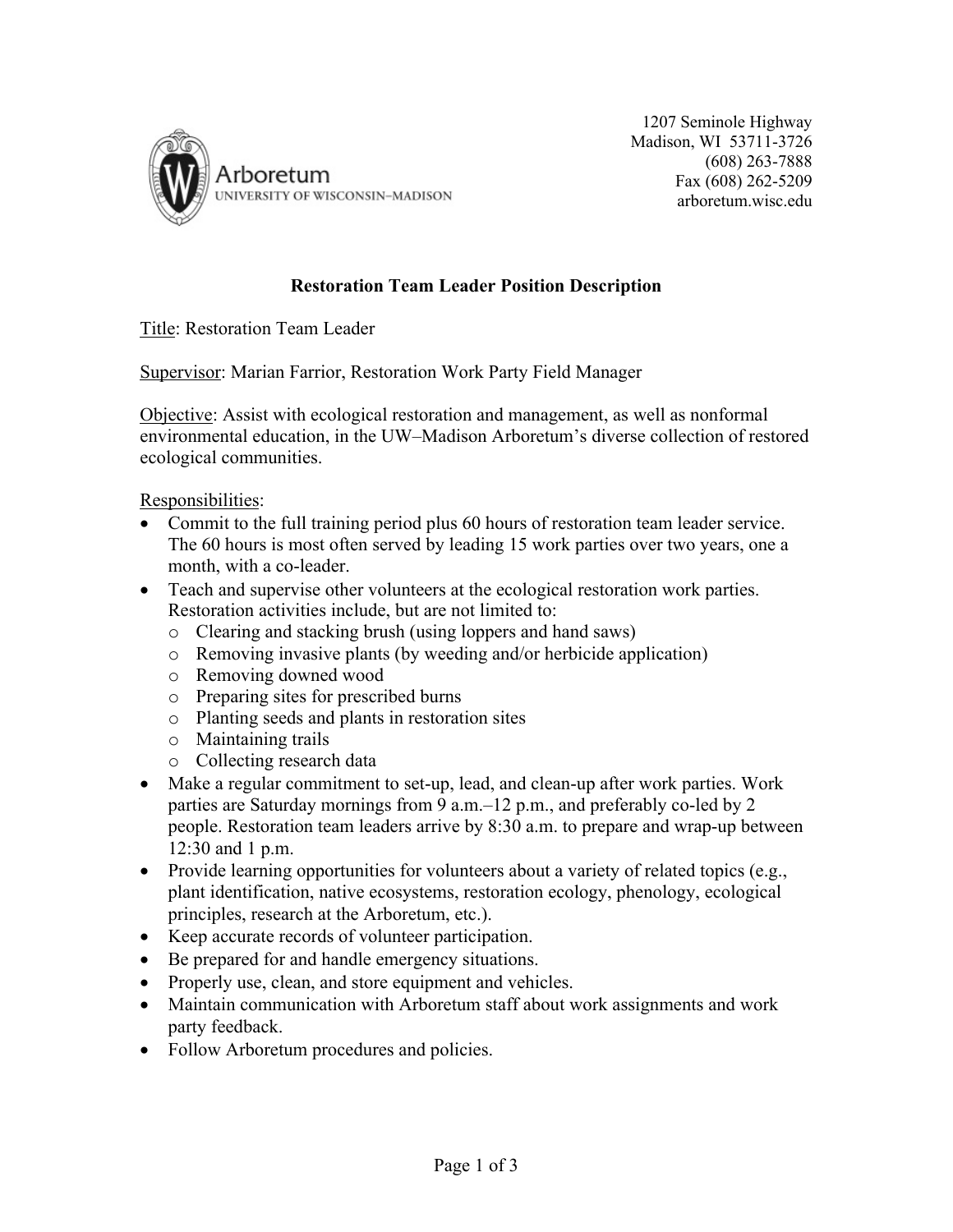Arboretum
UNIVERSITY OF WISCONSIN–MADISON

1207 Seminole Highway
Madison, WI 53711-3726
(608) 263-7888
Fax (608) 262-5209
arboretum.wisc.edu

# Restoration Team Leader Position Description

<u>Title</u>: Restoration Team Leader

<u>Supervisor</u>: Marian Farrior, Restoration Work Party Field Manager

<u>Objective</u>: Assist with ecological restoration and management, as well as nonformal environmental education, in the UW–Madison Arboretum's diverse collection of restored ecological communities.

<u>Responsibilities</u>:

- Commit to the full training period plus 60 hours of restoration team leader service. The 60 hours is most often served by leading 15 work parties over two years, one a month, with a co-leader.
- Teach and supervise other volunteers at the ecological restoration work parties. Restoration activities include, but are not limited to:
  - Clearing and stacking brush (using loppers and hand saws)
  - Removing invasive plants (by weeding and/or herbicide application)
  - Removing downed wood
  - Preparing sites for prescribed burns
  - Planting seeds and plants in restoration sites
  - Maintaining trails
  - Collecting research data
- Make a regular commitment to set-up, lead, and clean-up after work parties. Work parties are Saturday mornings from 9 a.m.–12 p.m., and preferably co-led by 2 people. Restoration team leaders arrive by 8:30 a.m. to prepare and wrap-up between 12:30 and 1 p.m.
- Provide learning opportunities for volunteers about a variety of related topics (e.g., plant identification, native ecosystems, restoration ecology, phenology, ecological principles, research at the Arboretum, etc.).
- Keep accurate records of volunteer participation.
- Be prepared for and handle emergency situations.
- Properly use, clean, and store equipment and vehicles.
- Maintain communication with Arboretum staff about work assignments and work party feedback.
- Follow Arboretum procedures and policies.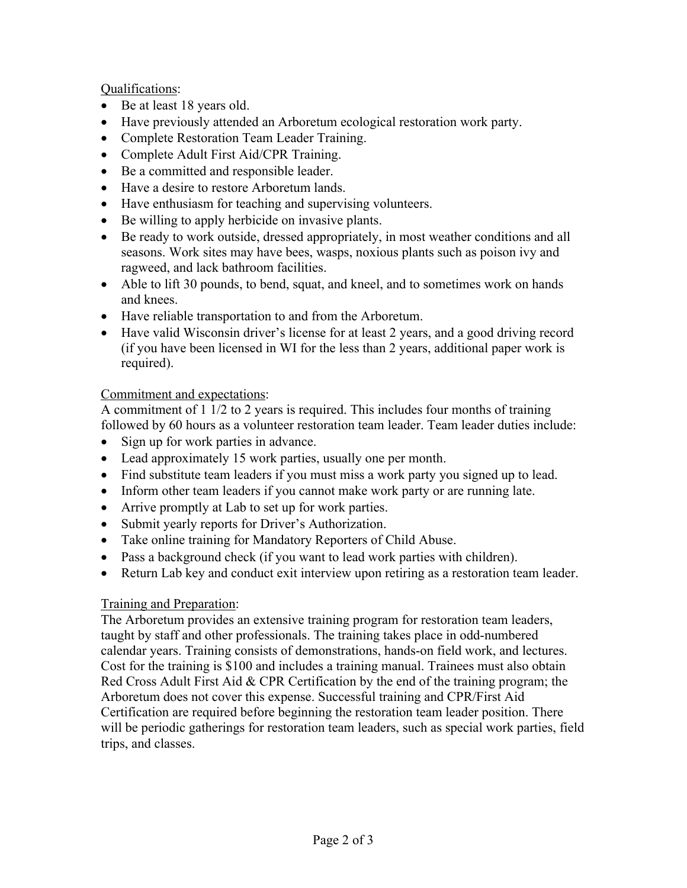<u>Qualifications</u>:

- Be at least 18 years old.
- Have previously attended an Arboretum ecological restoration work party.
- Complete Restoration Team Leader Training.
- Complete Adult First Aid/CPR Training.
- Be a committed and responsible leader.
- Have a desire to restore Arboretum lands.
- Have enthusiasm for teaching and supervising volunteers.
- Be willing to apply herbicide on invasive plants.
- Be ready to work outside, dressed appropriately, in most weather conditions and all seasons. Work sites may have bees, wasps, noxious plants such as poison ivy and ragweed, and lack bathroom facilities.
- Able to lift 30 pounds, to bend, squat, and kneel, and to sometimes work on hands and knees.
- Have reliable transportation to and from the Arboretum.
- Have valid Wisconsin driver's license for at least 2 years, and a good driving record (if you have been licensed in WI for the less than 2 years, additional paper work is required).

<u>Commitment and expectations</u>:

A commitment of 1 1/2 to 2 years is required. This includes four months of training followed by 60 hours as a volunteer restoration team leader. Team leader duties include:

- Sign up for work parties in advance.
- Lead approximately 15 work parties, usually one per month.
- Find substitute team leaders if you must miss a work party you signed up to lead.
- Inform other team leaders if you cannot make work party or are running late.
- Arrive promptly at Lab to set up for work parties.
- Submit yearly reports for Driver's Authorization.
- Take online training for Mandatory Reporters of Child Abuse.
- Pass a background check (if you want to lead work parties with children).
- Return Lab key and conduct exit interview upon retiring as a restoration team leader.

<u>Training and Preparation</u>:

The Arboretum provides an extensive training program for restoration team leaders, taught by staff and other professionals. The training takes place in odd-numbered calendar years. Training consists of demonstrations, hands-on field work, and lectures. Cost for the training is $100 and includes a training manual. Trainees must also obtain Red Cross Adult First Aid & CPR Certification by the end of the training program; the Arboretum does not cover this expense. Successful training and CPR/First Aid Certification are required before beginning the restoration team leader position. There will be periodic gatherings for restoration team leaders, such as special work parties, field trips, and classes.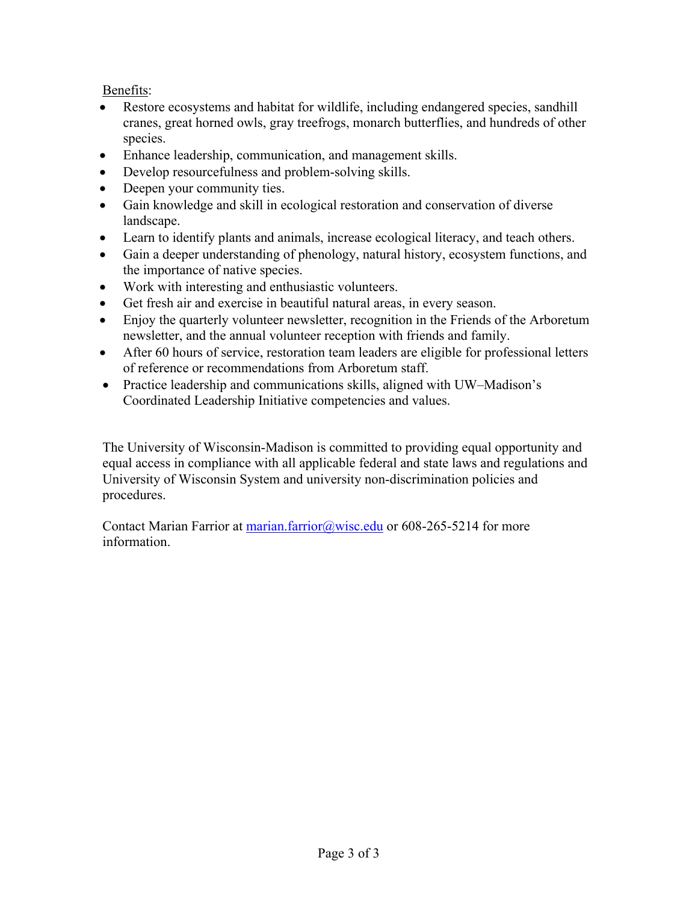Benefits:

- Restore ecosystems and habitat for wildlife, including endangered species, sandhill cranes, great horned owls, gray treefrogs, monarch butterflies, and hundreds of other species.
- Enhance leadership, communication, and management skills.
- Develop resourcefulness and problem-solving skills.
- Deepen your community ties.
- Gain knowledge and skill in ecological restoration and conservation of diverse landscape.
- Learn to identify plants and animals, increase ecological literacy, and teach others.
- Gain a deeper understanding of phenology, natural history, ecosystem functions, and the importance of native species.
- Work with interesting and enthusiastic volunteers.
- Get fresh air and exercise in beautiful natural areas, in every season.
- Enjoy the quarterly volunteer newsletter, recognition in the Friends of the Arboretum newsletter, and the annual volunteer reception with friends and family.
- After 60 hours of service, restoration team leaders are eligible for professional letters of reference or recommendations from Arboretum staff.
- Practice leadership and communications skills, aligned with UW–Madison's Coordinated Leadership Initiative competencies and values.

The University of Wisconsin-Madison is committed to providing equal opportunity and equal access in compliance with all applicable federal and state laws and regulations and University of Wisconsin System and university non-discrimination policies and procedures.

Contact Marian Farrior at marian.farrior@wisc.edu or 608-265-5214 for more information.